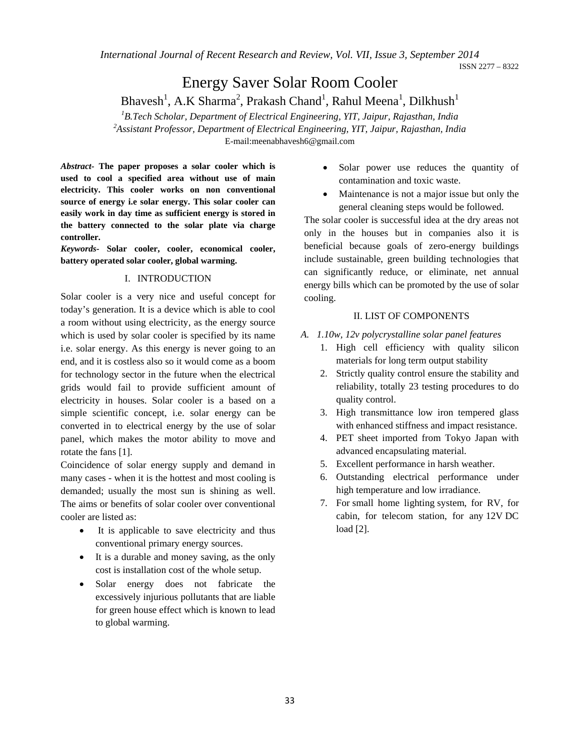# Energy Saver Solar Room Cooler

Bhavesh[1], A.K Sharma[2], Prakash Chand[1], Rahul Meena[1], Dilkhush[1]

*[1]B.Tech Scholar, Department of Electrical Engineering, YIT, Jaipur, Rajasthan, India*
*[2]Assistant Professor, Department of Electrical Engineering, YIT, Jaipur, Rajasthan, India*
E-mail:meenabhavesh6@gmail.com

***Abstract-*** **The paper proposes a solar cooler which is used to cool a specified area without use of main electricity. This cooler works on non conventional source of energy i.e solar energy. This solar cooler can easily work in day time as sufficient energy is stored in the battery connected to the solar plate via charge controller.**

***Keywords-*** **Solar cooler, cooler, economical cooler, battery operated solar cooler, global warming.**

## I. INTRODUCTION

Solar cooler is a very nice and useful concept for today's generation. It is a device which is able to cool a room without using electricity, as the energy source which is used by solar cooler is specified by its name i.e. solar energy. As this energy is never going to an end, and it is costless also so it would come as a boom for technology sector in the future when the electrical grids would fail to provide sufficient amount of electricity in houses. Solar cooler is a based on a simple scientific concept, i.e. solar energy can be converted in to electrical energy by the use of solar panel, which makes the motor ability to move and rotate the fans [1].

Coincidence of solar energy supply and demand in many cases - when it is the hottest and most cooling is demanded; usually the most sun is shining as well. The aims or benefits of solar cooler over conventional cooler are listed as:

- It is applicable to save electricity and thus conventional primary energy sources.
- It is a durable and money saving, as the only cost is installation cost of the whole setup.
- Solar energy does not fabricate the excessively injurious pollutants that are liable for green house effect which is known to lead to global warming.
- Solar power use reduces the quantity of contamination and toxic waste.
- Maintenance is not a major issue but only the general cleaning steps would be followed.

The solar cooler is successful idea at the dry areas not only in the houses but in companies also it is beneficial because goals of zero-energy buildings include sustainable, green building technologies that can significantly reduce, or eliminate, net annual energy bills which can be promoted by the use of solar cooling.

## II. LIST OF COMPONENTS

*A. 1.10w, 12v polycrystalline solar panel features*

1. High cell efficiency with quality silicon materials for long term output stability
2. Strictly quality control ensure the stability and reliability, totally 23 testing procedures to do quality control.
3. High transmittance low iron tempered glass with enhanced stiffness and impact resistance.
4. PET sheet imported from Tokyo Japan with advanced encapsulating material.
5. Excellent performance in harsh weather.
6. Outstanding electrical performance under high temperature and low irradiance.
7. For small home lighting system, for RV, for cabin, for telecom station, for any 12V DC load [2].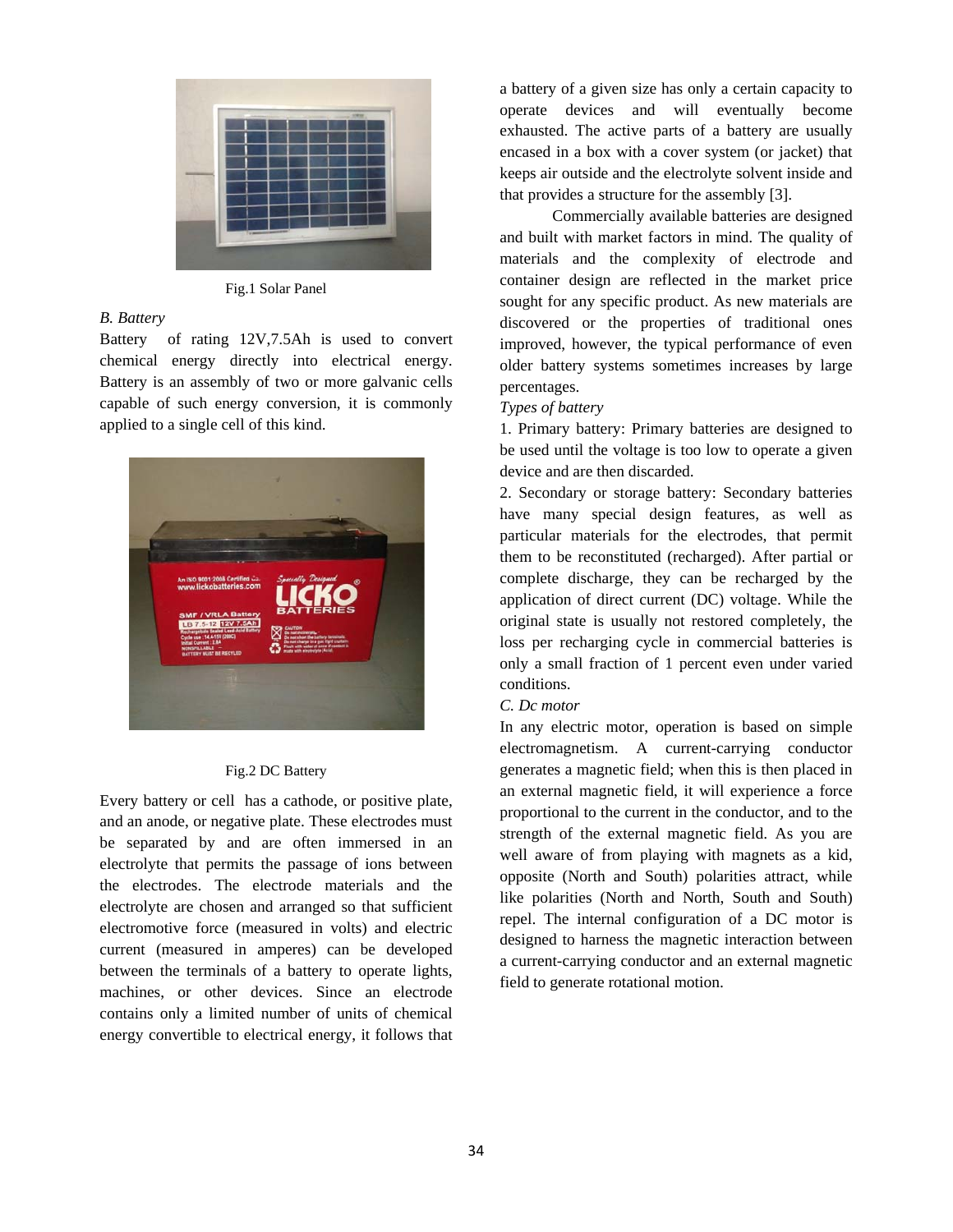Fig.1 Solar Panel

*B. Battery*

Battery of rating 12V,7.5Ah is used to convert chemical energy directly into electrical energy. Battery is an assembly of two or more galvanic cells capable of such energy conversion, it is commonly applied to a single cell of this kind.

Fig.2 DC Battery

Every battery or cell has a cathode, or positive plate, and an anode, or negative plate. These electrodes must be separated by and are often immersed in an electrolyte that permits the passage of ions between the electrodes. The electrode materials and the electrolyte are chosen and arranged so that sufficient electromotive force (measured in volts) and electric current (measured in amperes) can be developed between the terminals of a battery to operate lights, machines, or other devices. Since an electrode contains only a limited number of units of chemical energy convertible to electrical energy, it follows that a battery of a given size has only a certain capacity to operate devices and will eventually become exhausted. The active parts of a battery are usually encased in a box with a cover system (or jacket) that keeps air outside and the electrolyte solvent inside and that provides a structure for the assembly [3].

Commercially available batteries are designed and built with market factors in mind. The quality of materials and the complexity of electrode and container design are reflected in the market price sought for any specific product. As new materials are discovered or the properties of traditional ones improved, however, the typical performance of even older battery systems sometimes increases by large percentages.

*Types of battery*

1. Primary battery: Primary batteries are designed to be used until the voltage is too low to operate a given device and are then discarded.

2. Secondary or storage battery: Secondary batteries have many special design features, as well as particular materials for the electrodes, that permit them to be reconstituted (recharged). After partial or complete discharge, they can be recharged by the application of direct current (DC) voltage. While the original state is usually not restored completely, the loss per recharging cycle in commercial batteries is only a small fraction of 1 percent even under varied conditions.

*C. Dc motor*

In any electric motor, operation is based on simple electromagnetism. A current-carrying conductor generates a magnetic field; when this is then placed in an external magnetic field, it will experience a force proportional to the current in the conductor, and to the strength of the external magnetic field. As you are well aware of from playing with magnets as a kid, opposite (North and South) polarities attract, while like polarities (North and North, South and South) repel. The internal configuration of a DC motor is designed to harness the magnetic interaction between a current-carrying conductor and an external magnetic field to generate rotational motion.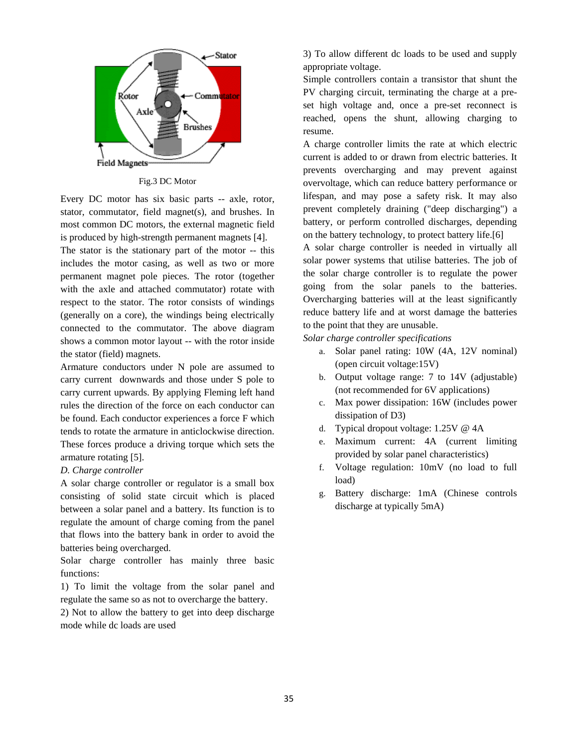Fig.3 DC Motor

Every DC motor has six basic parts -- axle, rotor, stator, commutator, field magnet(s), and brushes. In most common DC motors, the external magnetic field is produced by high-strength permanent magnets [4]. The stator is the stationary part of the motor -- this includes the motor casing, as well as two or more permanent magnet pole pieces. The rotor (together with the axle and attached commutator) rotate with respect to the stator. The rotor consists of windings (generally on a core), the windings being electrically connected to the commutator. The above diagram shows a common motor layout -- with the rotor inside the stator (field) magnets.

Armature conductors under N pole are assumed to carry current downwards and those under S pole to carry current upwards. By applying Fleming left hand rules the direction of the force on each conductor can be found. Each conductor experiences a force F which tends to rotate the armature in anticlockwise direction. These forces produce a driving torque which sets the armature rotating [5].

*D. Charge controller*

A solar charge controller or regulator is a small box consisting of solid state circuit which is placed between a solar panel and a battery. Its function is to regulate the amount of charge coming from the panel that flows into the battery bank in order to avoid the batteries being overcharged.

Solar charge controller has mainly three basic functions:

1) To limit the voltage from the solar panel and regulate the same so as not to overcharge the battery.

2) Not to allow the battery to get into deep discharge mode while dc loads are used

3) To allow different dc loads to be used and supply appropriate voltage.

Simple controllers contain a transistor that shunt the PV charging circuit, terminating the charge at a pre-set high voltage and, once a pre-set reconnect is reached, opens the shunt, allowing charging to resume.

A charge controller limits the rate at which electric current is added to or drawn from electric batteries. It prevents overcharging and may prevent against overvoltage, which can reduce battery performance or lifespan, and may pose a safety risk. It may also prevent completely draining ("deep discharging") a battery, or perform controlled discharges, depending on the battery technology, to protect battery life.[6]

A solar charge controller is needed in virtually all solar power systems that utilise batteries. The job of the solar charge controller is to regulate the power going from the solar panels to the batteries. Overcharging batteries will at the least significantly reduce battery life and at worst damage the batteries to the point that they are unusable.

*Solar charge controller specifications*

a. Solar panel rating: 10W (4A, 12V nominal) (open circuit voltage:15V)
b. Output voltage range: 7 to 14V (adjustable) (not recommended for 6V applications)
c. Max power dissipation: 16W (includes power dissipation of D3)
d. Typical dropout voltage: 1.25V @ 4A
e. Maximum current: 4A (current limiting provided by solar panel characteristics)
f. Voltage regulation: 10mV (no load to full load)
g. Battery discharge: 1mA (Chinese controls discharge at typically 5mA)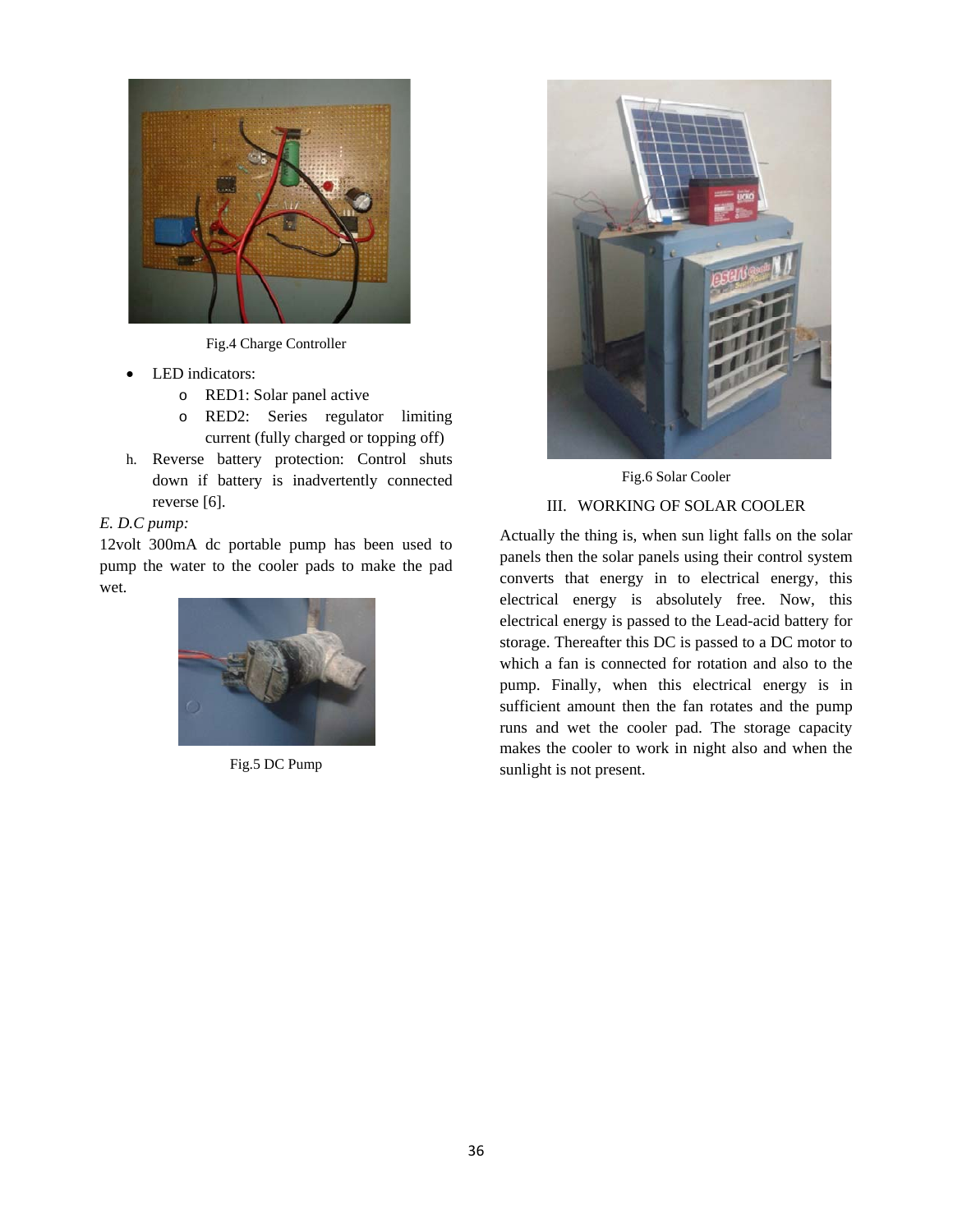Fig.4 Charge Controller

- LED indicators:
  - RED1: Solar panel active
  - RED2: Series regulator limiting current (fully charged or topping off)

h. Reverse battery protection: Control shuts down if battery is inadvertently connected reverse [6].

*E. D.C pump:*

12volt 300mA dc portable pump has been used to pump the water to the cooler pads to make the pad wet.

Fig.5 DC Pump

Fig.6 Solar Cooler

## III. WORKING OF SOLAR COOLER

Actually the thing is, when sun light falls on the solar panels then the solar panels using their control system converts that energy in to electrical energy, this electrical energy is absolutely free. Now, this electrical energy is passed to the Lead-acid battery for storage. Thereafter this DC is passed to a DC motor to which a fan is connected for rotation and also to the pump. Finally, when this electrical energy is in sufficient amount then the fan rotates and the pump runs and wet the cooler pad. The storage capacity makes the cooler to work in night also and when the sunlight is not present.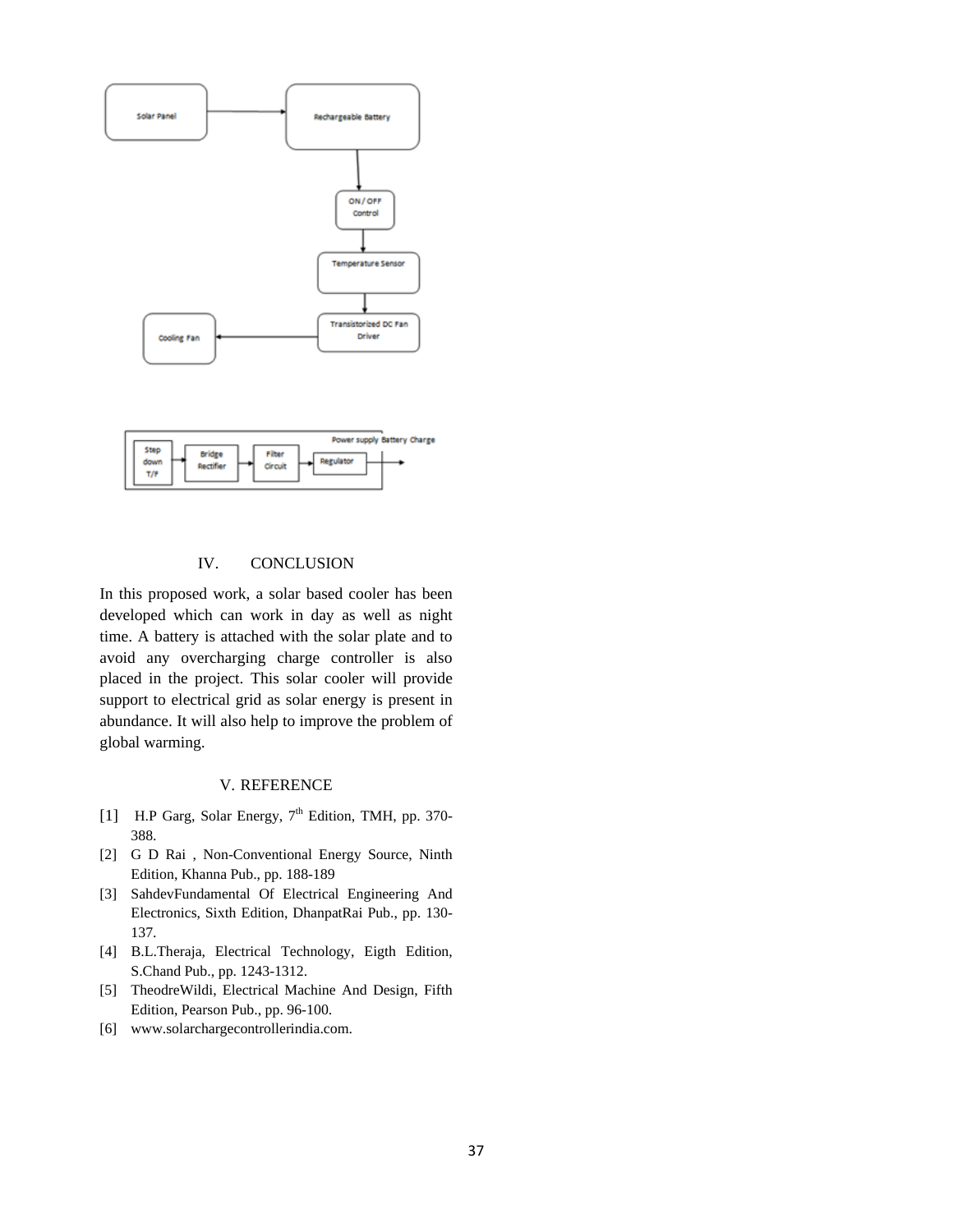Solar Panel

Rechargeable Battery

ON / OFF Control

Temperature Sensor

Transistorized DC Fan Driver

Cooling Fan

Power supply Battery Charge

Step down T/F

Bridge Rectifier

Filter Circuit

Regulator

## IV. CONCLUSION

In this proposed work, a solar based cooler has been developed which can work in day as well as night time. A battery is attached with the solar plate and to avoid any overcharging charge controller is also placed in the project. This solar cooler will provide support to electrical grid as solar energy is present in abundance. It will also help to improve the problem of global warming.

## V. REFERENCE

[1] H.P Garg, Solar Energy, 7th Edition, TMH, pp. 370-388.

[2] G D Rai , Non-Conventional Energy Source, Ninth Edition, Khanna Pub., pp. 188-189

[3] SahdevFundamental Of Electrical Engineering And Electronics, Sixth Edition, DhanpatRai Pub., pp. 130-137.

[4] B.L.Theraja, Electrical Technology, Eigth Edition, S.Chand Pub., pp. 1243-1312.

[5] TheodreWildi, Electrical Machine And Design, Fifth Edition, Pearson Pub., pp. 96-100.

[6] www.solarchargecontrollerindia.com.